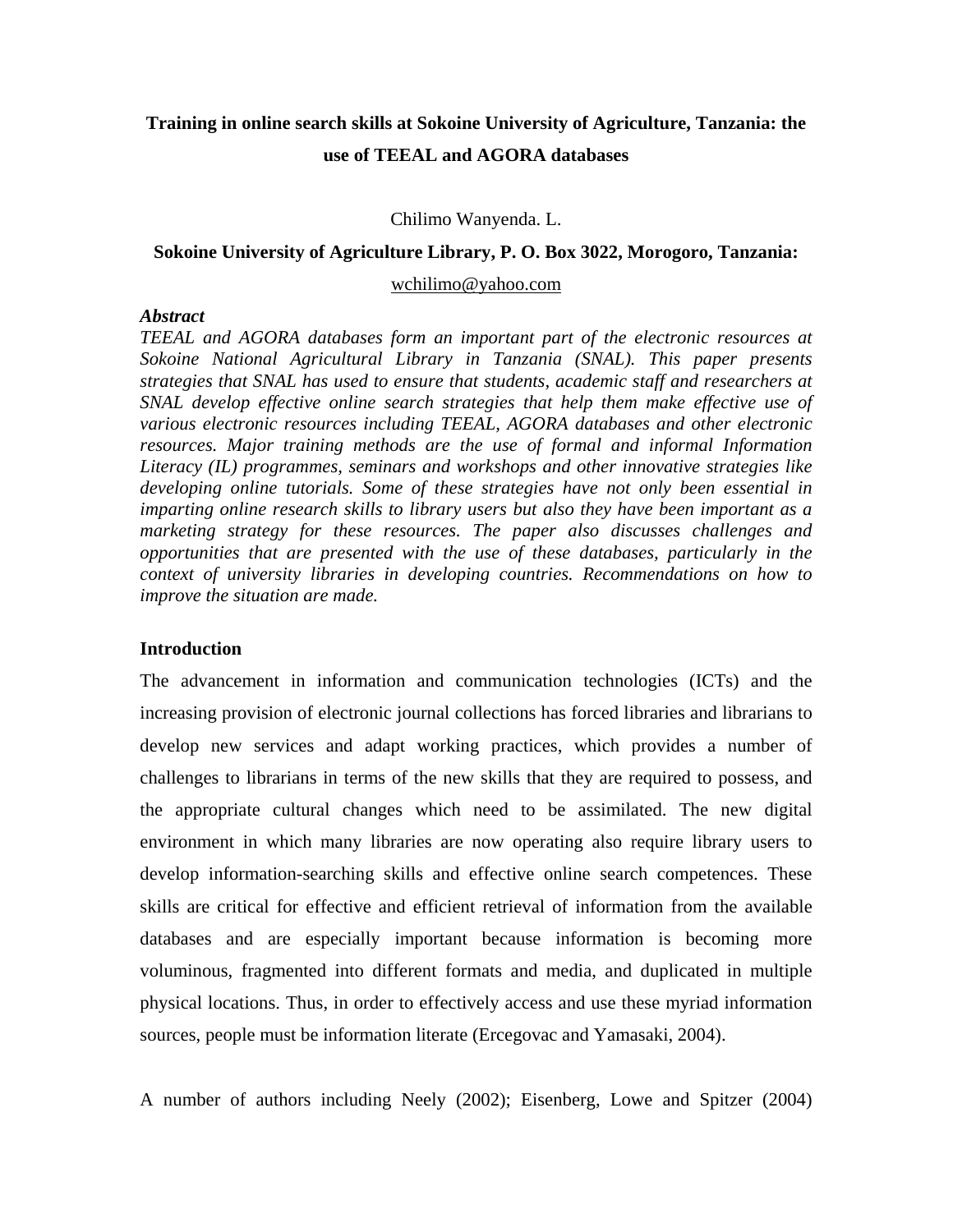# Training in online search skills at Sokoine University of Agriculture, Tanzania: the use of TEEAL and AGORA databases

Chilimo Wanyenda. L.

**Sokoine University of Agriculture Library, P. O. Box 3022, Morogoro, Tanzania:**

wchilimo@yahoo.com

***Abstract***

*TEEAL and AGORA databases form an important part of the electronic resources at Sokoine National Agricultural Library in Tanzania (SNAL). This paper presents strategies that SNAL has used to ensure that students, academic staff and researchers at SNAL develop effective online search strategies that help them make effective use of various electronic resources including TEEAL, AGORA databases and other electronic resources. Major training methods are the use of formal and informal Information Literacy (IL) programmes, seminars and workshops and other innovative strategies like developing online tutorials. Some of these strategies have not only been essential in imparting online research skills to library users but also they have been important as a marketing strategy for these resources. The paper also discusses challenges and opportunities that are presented with the use of these databases, particularly in the context of university libraries in developing countries. Recommendations on how to improve the situation are made.*

## Introduction

The advancement in information and communication technologies (ICTs) and the increasing provision of electronic journal collections has forced libraries and librarians to develop new services and adapt working practices, which provides a number of challenges to librarians in terms of the new skills that they are required to possess, and the appropriate cultural changes which need to be assimilated. The new digital environment in which many libraries are now operating also require library users to develop information-searching skills and effective online search competences. These skills are critical for effective and efficient retrieval of information from the available databases and are especially important because information is becoming more voluminous, fragmented into different formats and media, and duplicated in multiple physical locations. Thus, in order to effectively access and use these myriad information sources, people must be information literate (Ercegovac and Yamasaki, 2004).

A number of authors including Neely (2002); Eisenberg, Lowe and Spitzer (2004)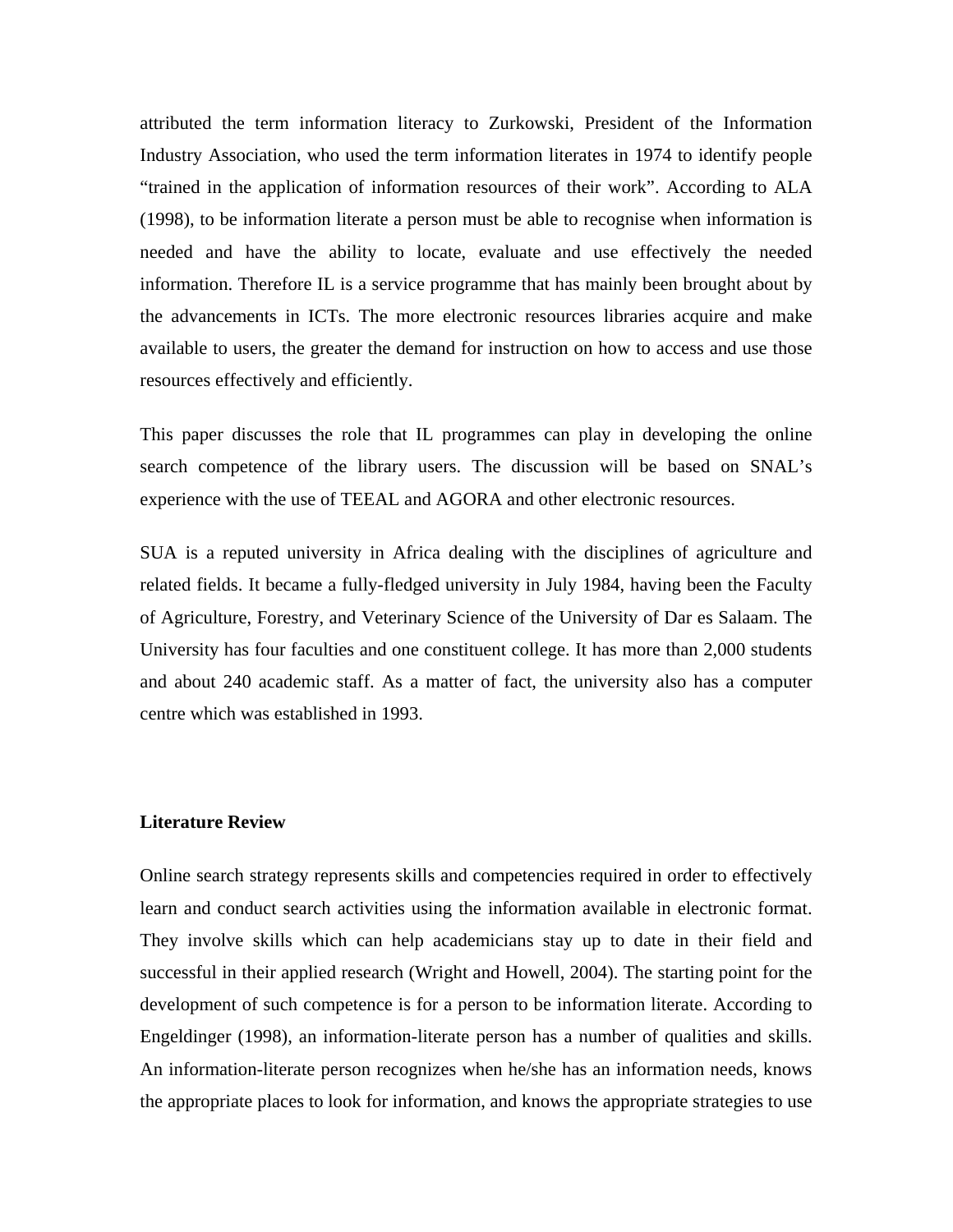attributed the term information literacy to Zurkowski, President of the Information Industry Association, who used the term information literates in 1974 to identify people "trained in the application of information resources of their work". According to ALA (1998), to be information literate a person must be able to recognise when information is needed and have the ability to locate, evaluate and use effectively the needed information. Therefore IL is a service programme that has mainly been brought about by the advancements in ICTs. The more electronic resources libraries acquire and make available to users, the greater the demand for instruction on how to access and use those resources effectively and efficiently.

This paper discusses the role that IL programmes can play in developing the online search competence of the library users. The discussion will be based on SNAL's experience with the use of TEEAL and AGORA and other electronic resources.

SUA is a reputed university in Africa dealing with the disciplines of agriculture and related fields. It became a fully-fledged university in July 1984, having been the Faculty of Agriculture, Forestry, and Veterinary Science of the University of Dar es Salaam. The University has four faculties and one constituent college. It has more than 2,000 students and about 240 academic staff. As a matter of fact, the university also has a computer centre which was established in 1993.

## Literature Review

Online search strategy represents skills and competencies required in order to effectively learn and conduct search activities using the information available in electronic format. They involve skills which can help academicians stay up to date in their field and successful in their applied research (Wright and Howell, 2004). The starting point for the development of such competence is for a person to be information literate. According to Engeldinger (1998), an information-literate person has a number of qualities and skills. An information-literate person recognizes when he/she has an information needs, knows the appropriate places to look for information, and knows the appropriate strategies to use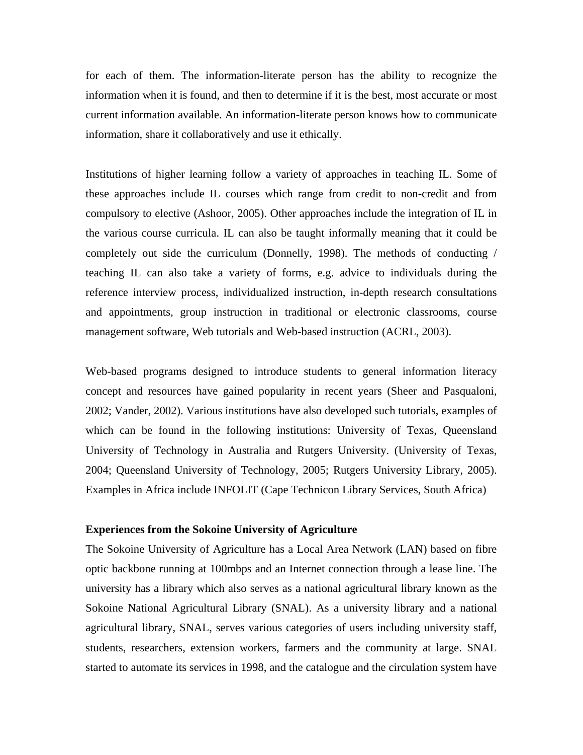for each of them. The information-literate person has the ability to recognize the information when it is found, and then to determine if it is the best, most accurate or most current information available. An information-literate person knows how to communicate information, share it collaboratively and use it ethically.

Institutions of higher learning follow a variety of approaches in teaching IL. Some of these approaches include IL courses which range from credit to non-credit and from compulsory to elective (Ashoor, 2005). Other approaches include the integration of IL in the various course curricula. IL can also be taught informally meaning that it could be completely out side the curriculum (Donnelly, 1998). The methods of conducting / teaching IL can also take a variety of forms, e.g. advice to individuals during the reference interview process, individualized instruction, in-depth research consultations and appointments, group instruction in traditional or electronic classrooms, course management software, Web tutorials and Web-based instruction (ACRL, 2003).

Web-based programs designed to introduce students to general information literacy concept and resources have gained popularity in recent years (Sheer and Pasqualoni, 2002; Vander, 2002). Various institutions have also developed such tutorials, examples of which can be found in the following institutions: University of Texas, Queensland University of Technology in Australia and Rutgers University. (University of Texas, 2004; Queensland University of Technology, 2005; Rutgers University Library, 2005). Examples in Africa include INFOLIT (Cape Technicon Library Services, South Africa)

**Experiences from the Sokoine University of Agriculture**

The Sokoine University of Agriculture has a Local Area Network (LAN) based on fibre optic backbone running at 100mbps and an Internet connection through a lease line. The university has a library which also serves as a national agricultural library known as the Sokoine National Agricultural Library (SNAL). As a university library and a national agricultural library, SNAL, serves various categories of users including university staff, students, researchers, extension workers, farmers and the community at large. SNAL started to automate its services in 1998, and the catalogue and the circulation system have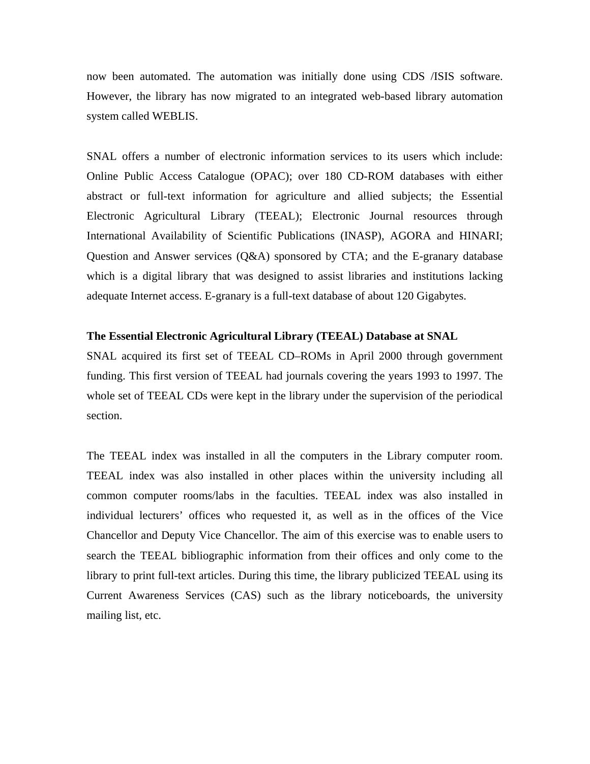now been automated. The automation was initially done using CDS /ISIS software. However, the library has now migrated to an integrated web-based library automation system called WEBLIS.

SNAL offers a number of electronic information services to its users which include: Online Public Access Catalogue (OPAC); over 180 CD-ROM databases with either abstract or full-text information for agriculture and allied subjects; the Essential Electronic Agricultural Library (TEEAL); Electronic Journal resources through International Availability of Scientific Publications (INASP), AGORA and HINARI; Question and Answer services (Q&A) sponsored by CTA; and the E-granary database which is a digital library that was designed to assist libraries and institutions lacking adequate Internet access. E-granary is a full-text database of about 120 Gigabytes.

**The Essential Electronic Agricultural Library (TEEAL) Database at SNAL**

SNAL acquired its first set of TEEAL CD–ROMs in April 2000 through government funding. This first version of TEEAL had journals covering the years 1993 to 1997. The whole set of TEEAL CDs were kept in the library under the supervision of the periodical section.

The TEEAL index was installed in all the computers in the Library computer room. TEEAL index was also installed in other places within the university including all common computer rooms/labs in the faculties. TEEAL index was also installed in individual lecturers' offices who requested it, as well as in the offices of the Vice Chancellor and Deputy Vice Chancellor. The aim of this exercise was to enable users to search the TEEAL bibliographic information from their offices and only come to the library to print full-text articles. During this time, the library publicized TEEAL using its Current Awareness Services (CAS) such as the library noticeboards, the university mailing list, etc.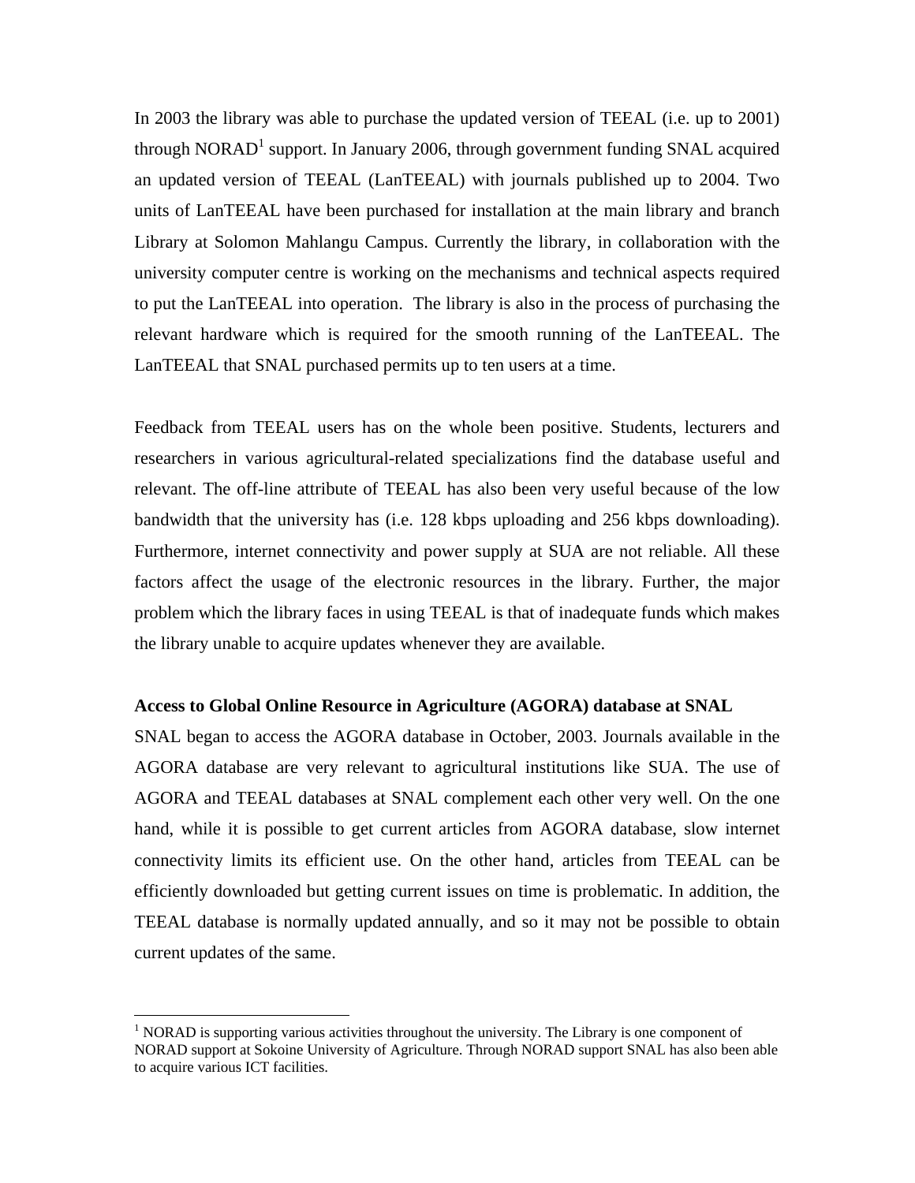In 2003 the library was able to purchase the updated version of TEEAL (i.e. up to 2001) through NORAD[1] support. In January 2006, through government funding SNAL acquired an updated version of TEEAL (LanTEEAL) with journals published up to 2004. Two units of LanTEEAL have been purchased for installation at the main library and branch Library at Solomon Mahlangu Campus. Currently the library, in collaboration with the university computer centre is working on the mechanisms and technical aspects required to put the LanTEEAL into operation. The library is also in the process of purchasing the relevant hardware which is required for the smooth running of the LanTEEAL. The LanTEEAL that SNAL purchased permits up to ten users at a time.

Feedback from TEEAL users has on the whole been positive. Students, lecturers and researchers in various agricultural-related specializations find the database useful and relevant. The off-line attribute of TEEAL has also been very useful because of the low bandwidth that the university has (i.e. 128 kbps uploading and 256 kbps downloading). Furthermore, internet connectivity and power supply at SUA are not reliable. All these factors affect the usage of the electronic resources in the library. Further, the major problem which the library faces in using TEEAL is that of inadequate funds which makes the library unable to acquire updates whenever they are available.

**Access to Global Online Resource in Agriculture (AGORA) database at SNAL**

SNAL began to access the AGORA database in October, 2003. Journals available in the AGORA database are very relevant to agricultural institutions like SUA. The use of AGORA and TEEAL databases at SNAL complement each other very well. On the one hand, while it is possible to get current articles from AGORA database, slow internet connectivity limits its efficient use. On the other hand, articles from TEEAL can be efficiently downloaded but getting current issues on time is problematic. In addition, the TEEAL database is normally updated annually, and so it may not be possible to obtain current updates of the same.

---

[1] NORAD is supporting various activities throughout the university. The Library is one component of NORAD support at Sokoine University of Agriculture. Through NORAD support SNAL has also been able to acquire various ICT facilities.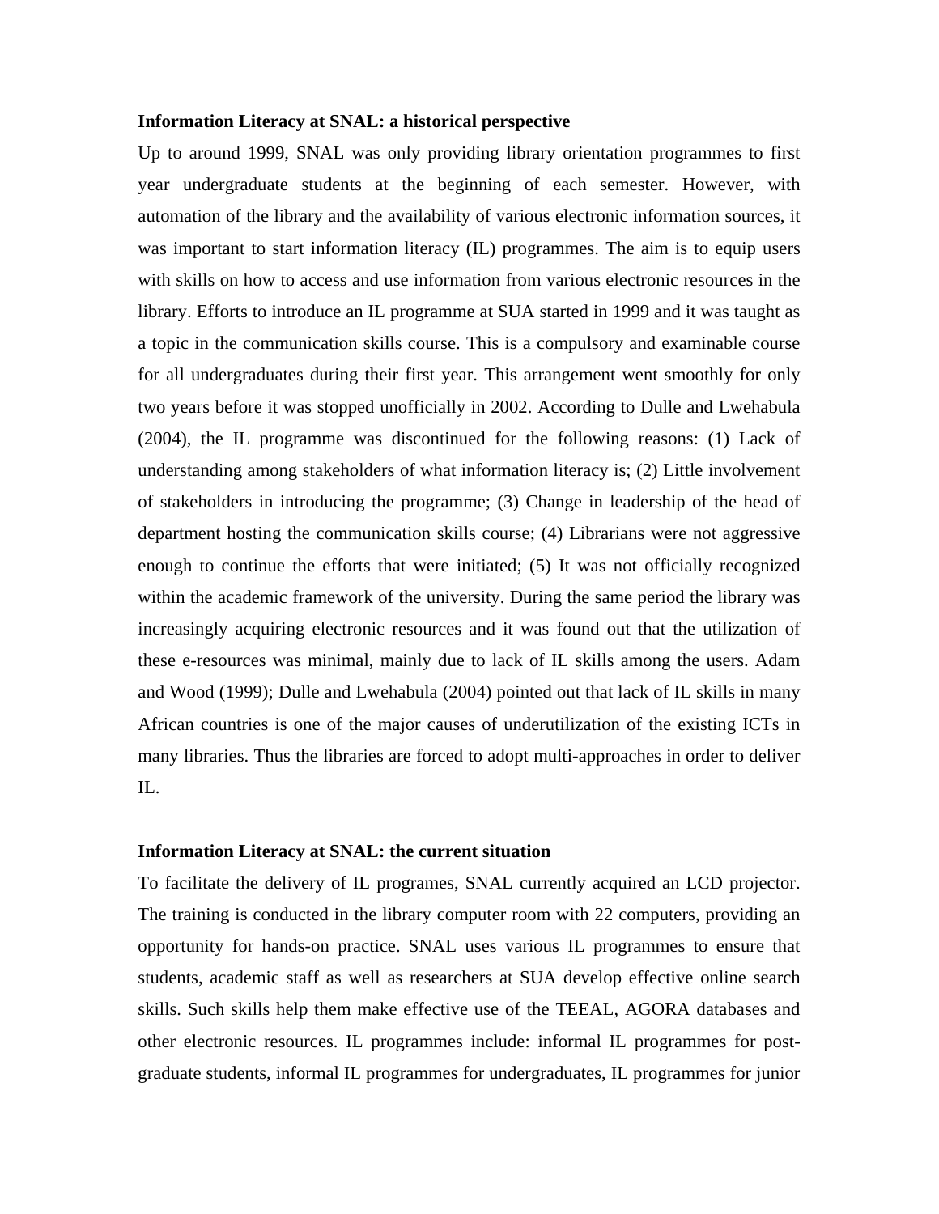**Information Literacy at SNAL: a historical perspective**

Up to around 1999, SNAL was only providing library orientation programmes to first year undergraduate students at the beginning of each semester. However, with automation of the library and the availability of various electronic information sources, it was important to start information literacy (IL) programmes. The aim is to equip users with skills on how to access and use information from various electronic resources in the library. Efforts to introduce an IL programme at SUA started in 1999 and it was taught as a topic in the communication skills course. This is a compulsory and examinable course for all undergraduates during their first year. This arrangement went smoothly for only two years before it was stopped unofficially in 2002. According to Dulle and Lwehabula (2004), the IL programme was discontinued for the following reasons: (1) Lack of understanding among stakeholders of what information literacy is; (2) Little involvement of stakeholders in introducing the programme; (3) Change in leadership of the head of department hosting the communication skills course; (4) Librarians were not aggressive enough to continue the efforts that were initiated; (5) It was not officially recognized within the academic framework of the university. During the same period the library was increasingly acquiring electronic resources and it was found out that the utilization of these e-resources was minimal, mainly due to lack of IL skills among the users. Adam and Wood (1999); Dulle and Lwehabula (2004) pointed out that lack of IL skills in many African countries is one of the major causes of underutilization of the existing ICTs in many libraries. Thus the libraries are forced to adopt multi-approaches in order to deliver IL.

**Information Literacy at SNAL: the current situation**

To facilitate the delivery of IL programes, SNAL currently acquired an LCD projector. The training is conducted in the library computer room with 22 computers, providing an opportunity for hands-on practice. SNAL uses various IL programmes to ensure that students, academic staff as well as researchers at SUA develop effective online search skills. Such skills help them make effective use of the TEEAL, AGORA databases and other electronic resources. IL programmes include: informal IL programmes for post-graduate students, informal IL programmes for undergraduates, IL programmes for junior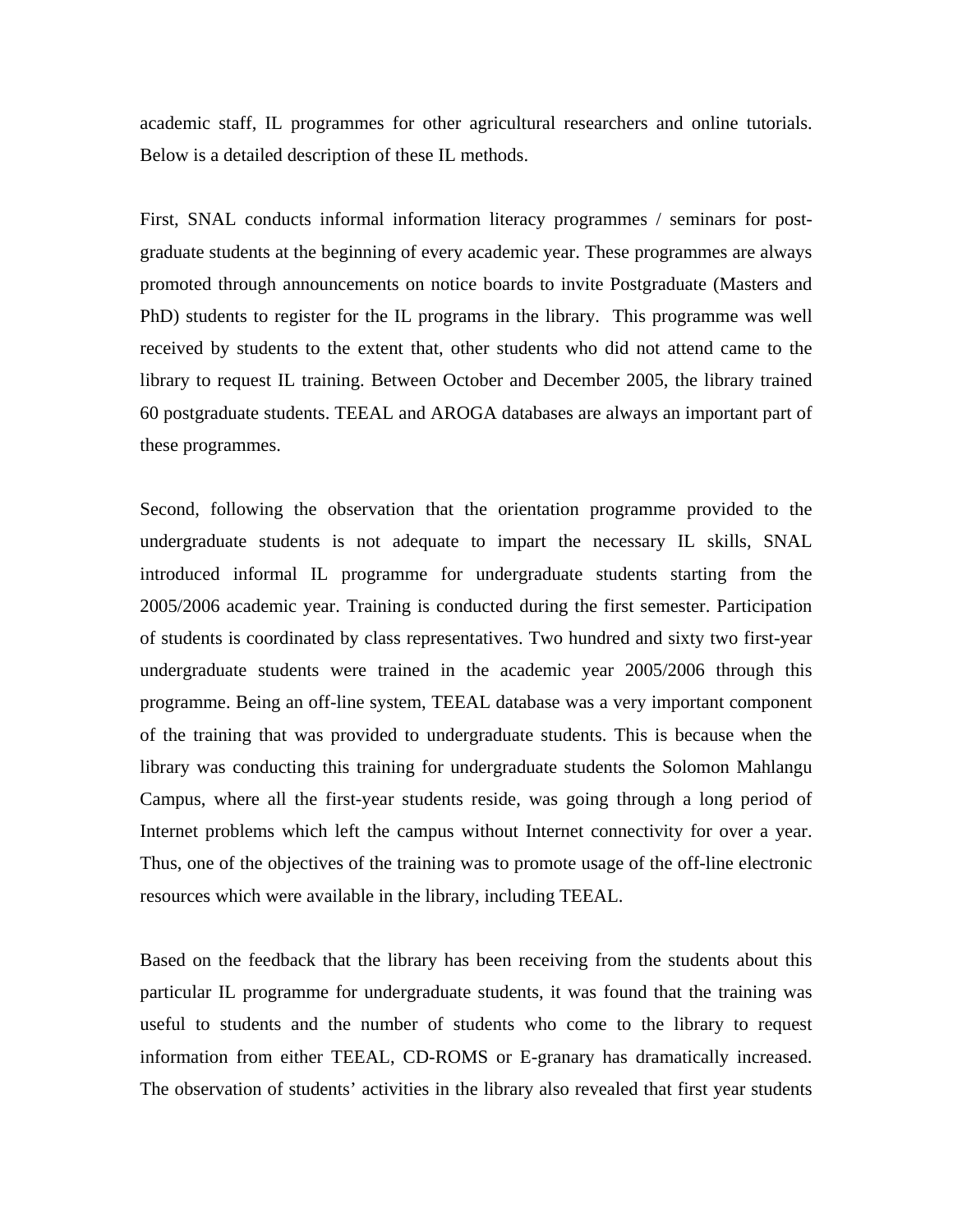academic staff, IL programmes for other agricultural researchers and online tutorials. Below is a detailed description of these IL methods.

First, SNAL conducts informal information literacy programmes / seminars for post-graduate students at the beginning of every academic year. These programmes are always promoted through announcements on notice boards to invite Postgraduate (Masters and PhD) students to register for the IL programs in the library. This programme was well received by students to the extent that, other students who did not attend came to the library to request IL training. Between October and December 2005, the library trained 60 postgraduate students. TEEAL and AROGA databases are always an important part of these programmes.

Second, following the observation that the orientation programme provided to the undergraduate students is not adequate to impart the necessary IL skills, SNAL introduced informal IL programme for undergraduate students starting from the 2005/2006 academic year. Training is conducted during the first semester. Participation of students is coordinated by class representatives. Two hundred and sixty two first-year undergraduate students were trained in the academic year 2005/2006 through this programme. Being an off-line system, TEEAL database was a very important component of the training that was provided to undergraduate students. This is because when the library was conducting this training for undergraduate students the Solomon Mahlangu Campus, where all the first-year students reside, was going through a long period of Internet problems which left the campus without Internet connectivity for over a year. Thus, one of the objectives of the training was to promote usage of the off-line electronic resources which were available in the library, including TEEAL.

Based on the feedback that the library has been receiving from the students about this particular IL programme for undergraduate students, it was found that the training was useful to students and the number of students who come to the library to request information from either TEEAL, CD-ROMS or E-granary has dramatically increased. The observation of students' activities in the library also revealed that first year students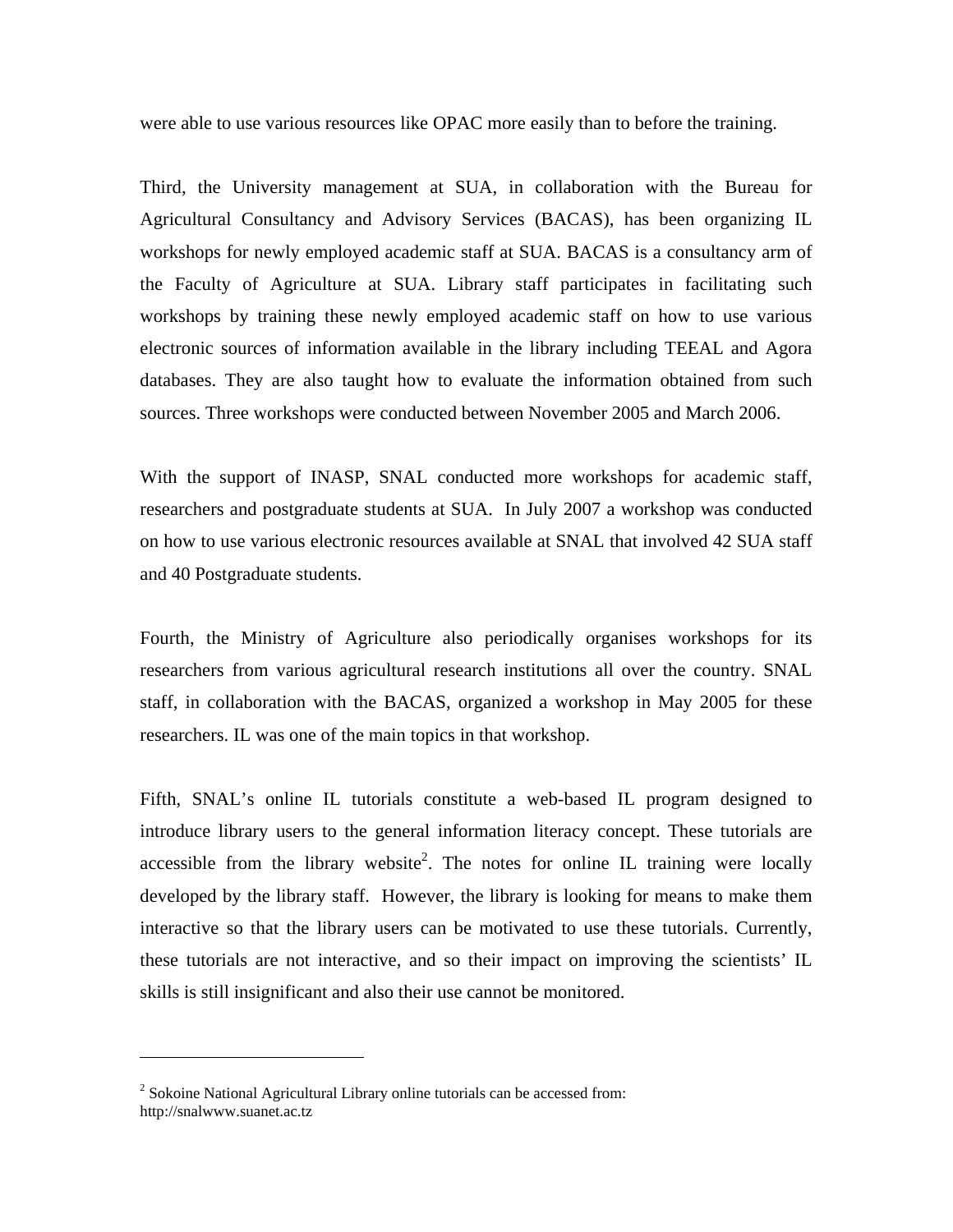were able to use various resources like OPAC more easily than to before the training.

Third, the University management at SUA, in collaboration with the Bureau for Agricultural Consultancy and Advisory Services (BACAS), has been organizing IL workshops for newly employed academic staff at SUA. BACAS is a consultancy arm of the Faculty of Agriculture at SUA. Library staff participates in facilitating such workshops by training these newly employed academic staff on how to use various electronic sources of information available in the library including TEEAL and Agora databases. They are also taught how to evaluate the information obtained from such sources. Three workshops were conducted between November 2005 and March 2006.

With the support of INASP, SNAL conducted more workshops for academic staff, researchers and postgraduate students at SUA. In July 2007 a workshop was conducted on how to use various electronic resources available at SNAL that involved 42 SUA staff and 40 Postgraduate students.

Fourth, the Ministry of Agriculture also periodically organises workshops for its researchers from various agricultural research institutions all over the country. SNAL staff, in collaboration with the BACAS, organized a workshop in May 2005 for these researchers. IL was one of the main topics in that workshop.

Fifth, SNAL's online IL tutorials constitute a web-based IL program designed to introduce library users to the general information literacy concept. These tutorials are accessible from the library website[2]. The notes for online IL training were locally developed by the library staff. However, the library is looking for means to make them interactive so that the library users can be motivated to use these tutorials. Currently, these tutorials are not interactive, and so their impact on improving the scientists' IL skills is still insignificant and also their use cannot be monitored.

---

[2] Sokoine National Agricultural Library online tutorials can be accessed from: http://snalwww.suanet.ac.tz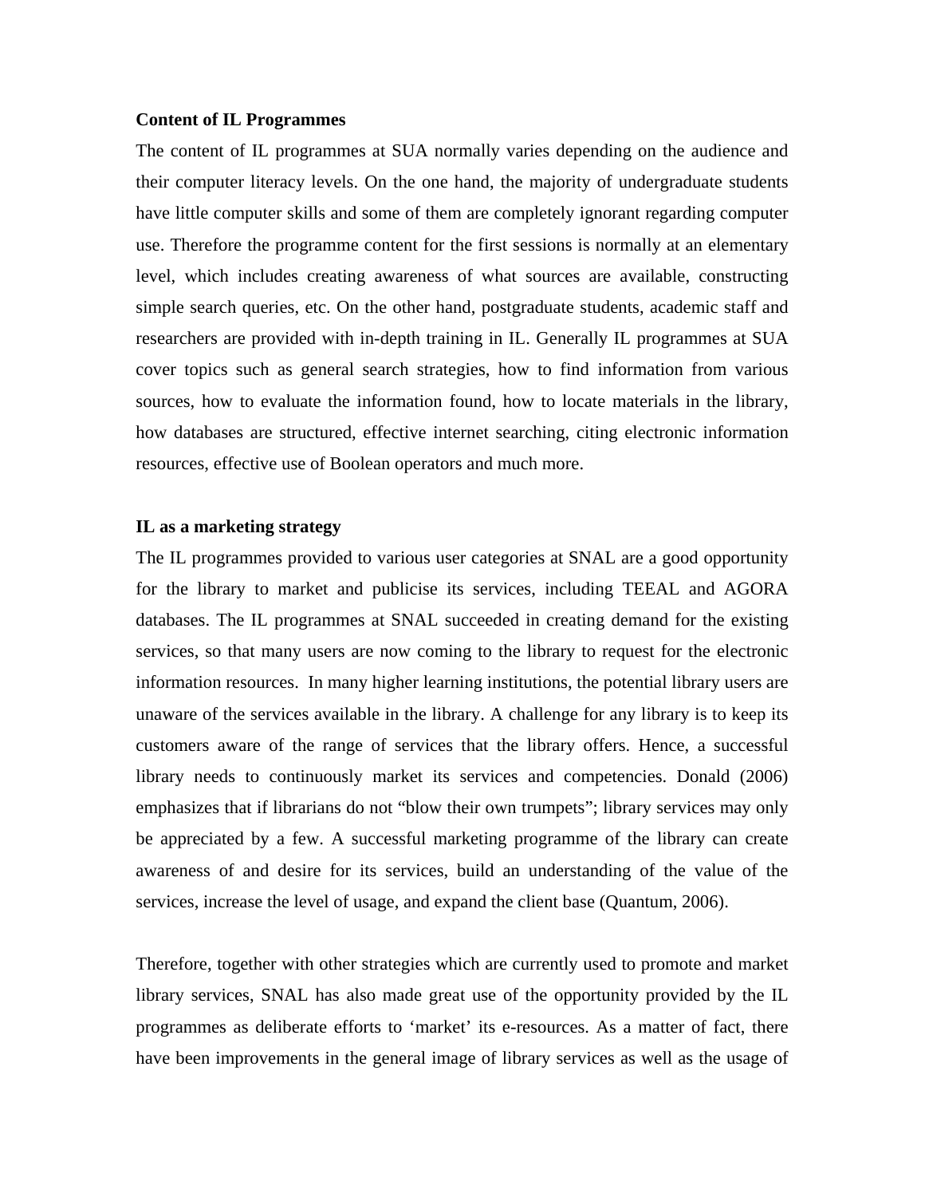**Content of IL Programmes**

The content of IL programmes at SUA normally varies depending on the audience and their computer literacy levels. On the one hand, the majority of undergraduate students have little computer skills and some of them are completely ignorant regarding computer use. Therefore the programme content for the first sessions is normally at an elementary level, which includes creating awareness of what sources are available, constructing simple search queries, etc. On the other hand, postgraduate students, academic staff and researchers are provided with in-depth training in IL. Generally IL programmes at SUA cover topics such as general search strategies, how to find information from various sources, how to evaluate the information found, how to locate materials in the library, how databases are structured, effective internet searching, citing electronic information resources, effective use of Boolean operators and much more.

**IL as a marketing strategy**

The IL programmes provided to various user categories at SNAL are a good opportunity for the library to market and publicise its services, including TEEAL and AGORA databases. The IL programmes at SNAL succeeded in creating demand for the existing services, so that many users are now coming to the library to request for the electronic information resources. In many higher learning institutions, the potential library users are unaware of the services available in the library. A challenge for any library is to keep its customers aware of the range of services that the library offers. Hence, a successful library needs to continuously market its services and competencies. Donald (2006) emphasizes that if librarians do not "blow their own trumpets"; library services may only be appreciated by a few. A successful marketing programme of the library can create awareness of and desire for its services, build an understanding of the value of the services, increase the level of usage, and expand the client base (Quantum, 2006).

Therefore, together with other strategies which are currently used to promote and market library services, SNAL has also made great use of the opportunity provided by the IL programmes as deliberate efforts to 'market' its e-resources. As a matter of fact, there have been improvements in the general image of library services as well as the usage of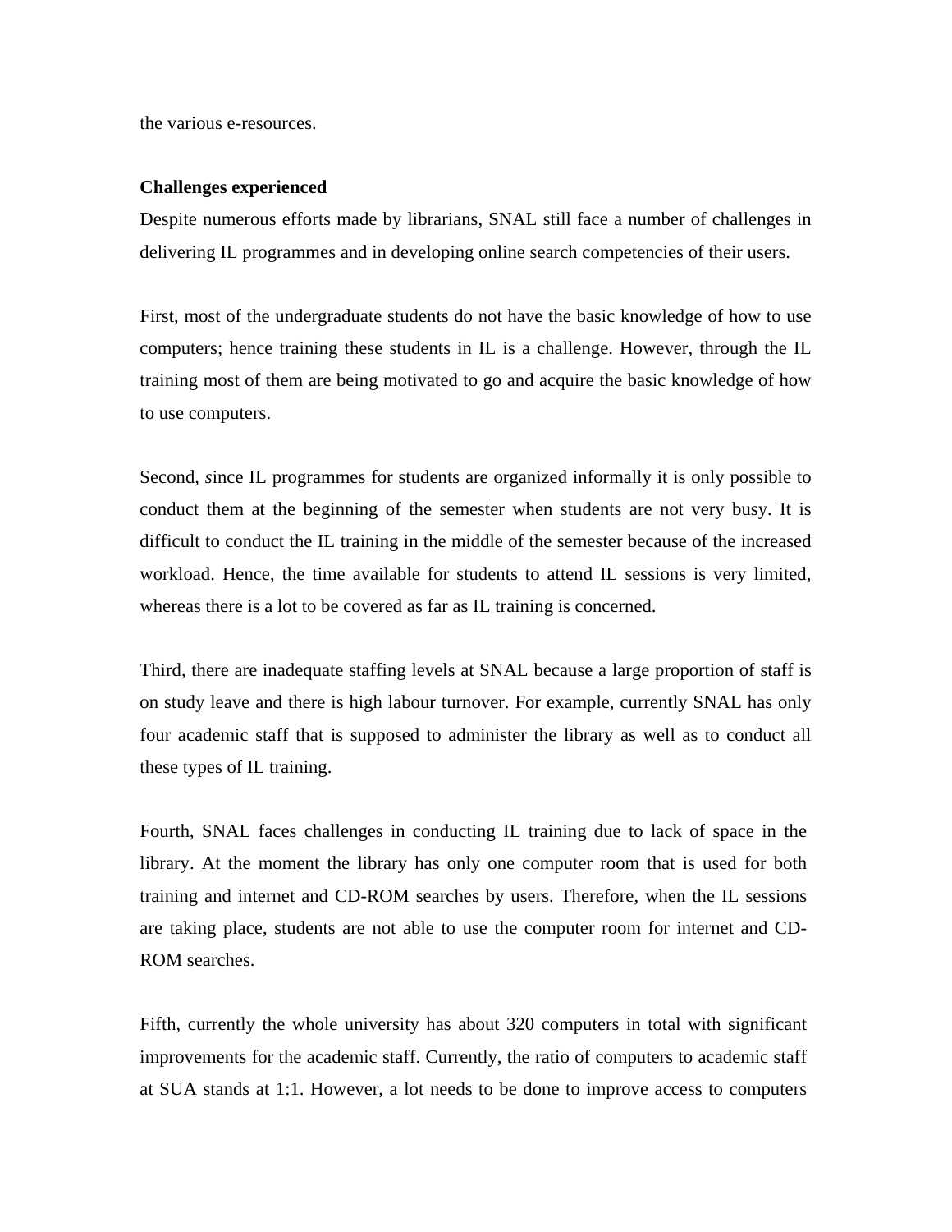the various e-resources.

**Challenges experienced**

Despite numerous efforts made by librarians, SNAL still face a number of challenges in delivering IL programmes and in developing online search competencies of their users.

First, most of the undergraduate students do not have the basic knowledge of how to use computers; hence training these students in IL is a challenge. However, through the IL training most of them are being motivated to go and acquire the basic knowledge of how to use computers.

Second, *s*ince IL programmes for students are organized informally it is only possible to conduct them at the beginning of the semester when students are not very busy. It is difficult to conduct the IL training in the middle of the semester because of the increased workload. Hence, the time available for students to attend IL sessions is very limited, whereas there is a lot to be covered as far as IL training is concerned.

Third, there are inadequate staffing levels at SNAL because a large proportion of staff is on study leave and there is high labour turnover. For example, currently SNAL has only four academic staff that is supposed to administer the library as well as to conduct all these types of IL training.

Fourth, SNAL faces challenges in conducting IL training due to lack of space in the library. At the moment the library has only one computer room that is used for both training and internet and CD-ROM searches by users. Therefore, when the IL sessions are taking place, students are not able to use the computer room for internet and CD-ROM searches.

Fifth, currently the whole university has about 320 computers in total with significant improvements for the academic staff. Currently, the ratio of computers to academic staff at SUA stands at 1:1. However, a lot needs to be done to improve access to computers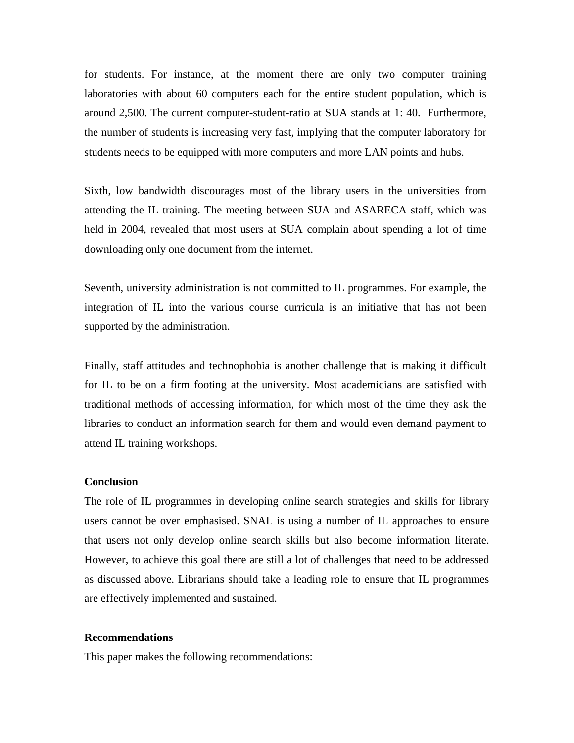for students. For instance, at the moment there are only two computer training laboratories with about 60 computers each for the entire student population, which is around 2,500. The current computer-student-ratio at SUA stands at 1: 40. Furthermore, the number of students is increasing very fast, implying that the computer laboratory for students needs to be equipped with more computers and more LAN points and hubs.

Sixth, low bandwidth discourages most of the library users in the universities from attending the IL training. The meeting between SUA and ASARECA staff, which was held in 2004, revealed that most users at SUA complain about spending a lot of time downloading only one document from the internet.

Seventh, university administration is not committed to IL programmes. For example, the integration of IL into the various course curricula is an initiative that has not been supported by the administration.

Finally, staff attitudes and technophobia is another challenge that is making it difficult for IL to be on a firm footing at the university. Most academicians are satisfied with traditional methods of accessing information, for which most of the time they ask the libraries to conduct an information search for them and would even demand payment to attend IL training workshops.

**Conclusion**

The role of IL programmes in developing online search strategies and skills for library users cannot be over emphasised. SNAL is using a number of IL approaches to ensure that users not only develop online search skills but also become information literate. However, to achieve this goal there are still a lot of challenges that need to be addressed as discussed above. Librarians should take a leading role to ensure that IL programmes are effectively implemented and sustained.

**Recommendations**

This paper makes the following recommendations: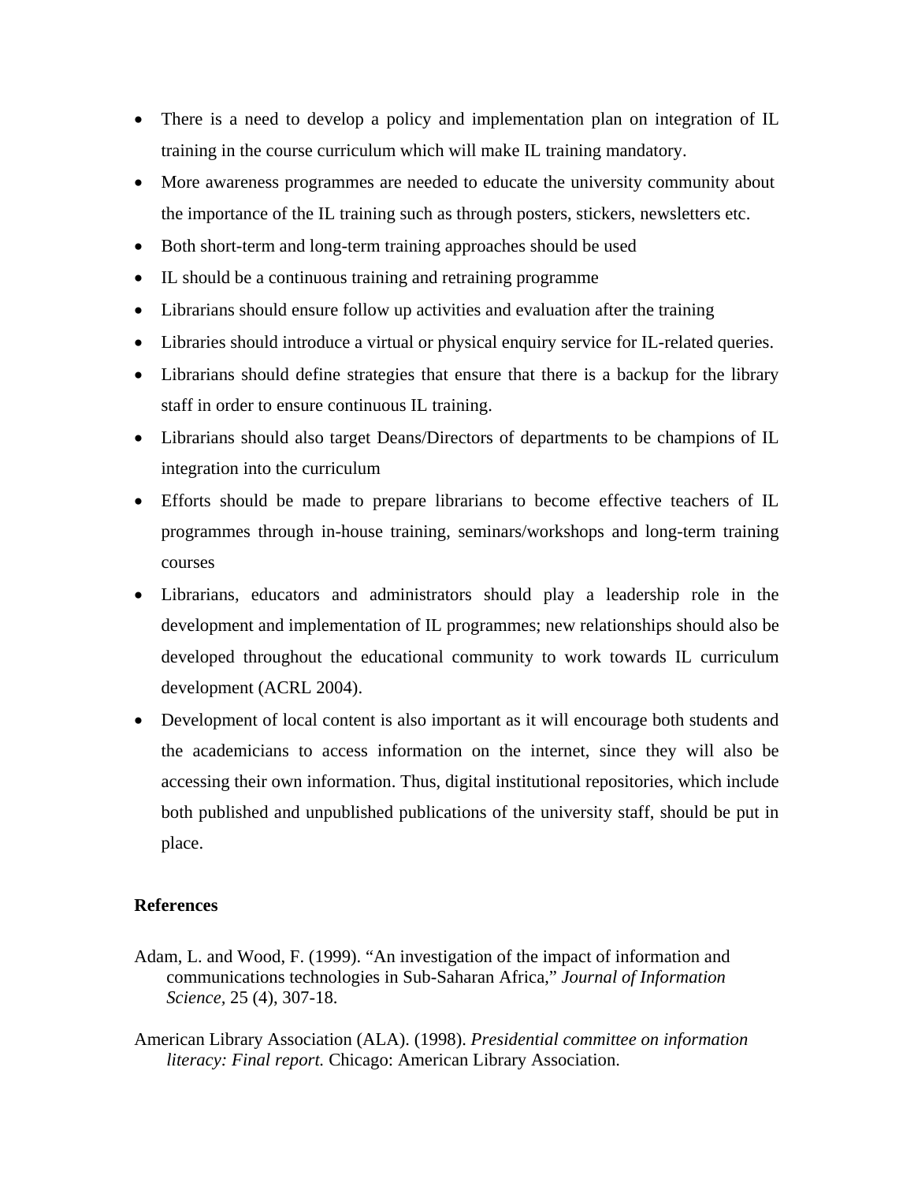- There is a need to develop a policy and implementation plan on integration of IL training in the course curriculum which will make IL training mandatory.
- More awareness programmes are needed to educate the university community about the importance of the IL training such as through posters, stickers, newsletters etc.
- Both short-term and long-term training approaches should be used
- IL should be a continuous training and retraining programme
- Librarians should ensure follow up activities and evaluation after the training
- Libraries should introduce a virtual or physical enquiry service for IL-related queries.
- Librarians should define strategies that ensure that there is a backup for the library staff in order to ensure continuous IL training.
- Librarians should also target Deans/Directors of departments to be champions of IL integration into the curriculum
- Efforts should be made to prepare librarians to become effective teachers of IL programmes through in-house training, seminars/workshops and long-term training courses
- Librarians, educators and administrators should play a leadership role in the development and implementation of IL programmes; new relationships should also be developed throughout the educational community to work towards IL curriculum development (ACRL 2004).
- Development of local content is also important as it will encourage both students and the academicians to access information on the internet, since they will also be accessing their own information. Thus, digital institutional repositories, which include both published and unpublished publications of the university staff, should be put in place.

**References**

Adam, L. and Wood, F. (1999). "An investigation of the impact of information and communications technologies in Sub-Saharan Africa," *Journal of Information Science*, 25 (4), 307-18.

American Library Association (ALA). (1998). *Presidential committee on information literacy: Final report.* Chicago: American Library Association.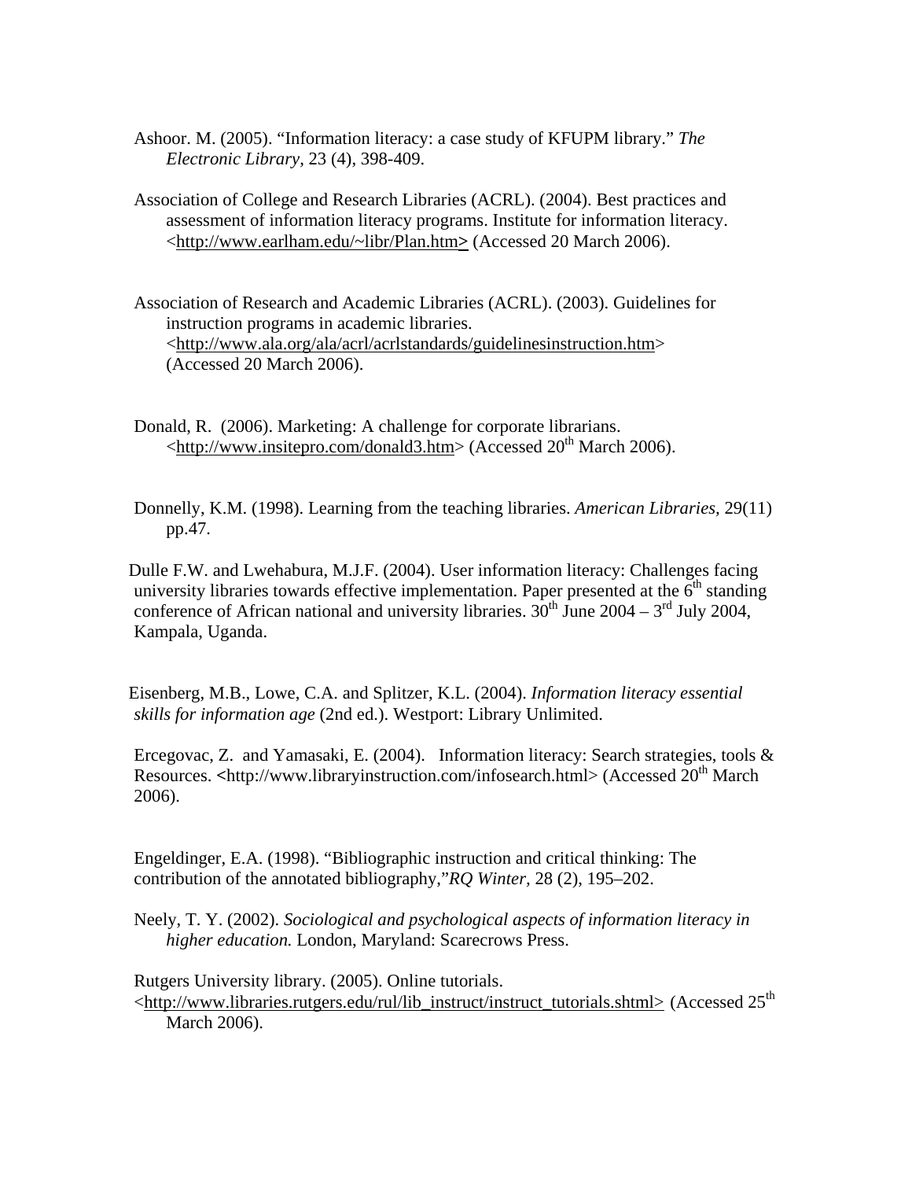Ashoor. M. (2005). "Information literacy: a case study of KFUPM library." *The Electronic Library*, 23 (4), 398-409.

Association of College and Research Libraries (ACRL). (2004). Best practices and assessment of information literacy programs. Institute for information literacy. <http://www.earlham.edu/~libr/Plan.htm> (Accessed 20 March 2006).

Association of Research and Academic Libraries (ACRL). (2003). Guidelines for instruction programs in academic libraries. <http://www.ala.org/ala/acrl/acrlstandards/guidelinesinstruction.htm> (Accessed 20 March 2006).

Donald, R. (2006). Marketing: A challenge for corporate librarians. <http://www.insitepro.com/donald3.htm> (Accessed 20th March 2006).

Donnelly, K.M. (1998). Learning from the teaching libraries. *American Libraries*, 29(11) pp.47.

Dulle F.W. and Lwehabura, M.J.F. (2004). User information literacy: Challenges facing university libraries towards effective implementation. Paper presented at the 6th standing conference of African national and university libraries. 30th June 2004 – 3rd July 2004, Kampala, Uganda.

Eisenberg, M.B., Lowe, C.A. and Splitzer, K.L. (2004). *Information literacy essential skills for information age* (2nd ed.). Westport: Library Unlimited.

Ercegovac, Z. and Yamasaki, E. (2004). Information literacy: Search strategies, tools & Resources. <http://www.libraryinstruction.com/infosearch.html> (Accessed 20th March 2006).

Engeldinger, E.A. (1998). "Bibliographic instruction and critical thinking: The contribution of the annotated bibliography,"*RQ Winter*, 28 (2), 195–202.

Neely, T. Y. (2002). *Sociological and psychological aspects of information literacy in higher education.* London, Maryland: Scarecrows Press.

Rutgers University library. (2005). Online tutorials. <http://www.libraries.rutgers.edu/rul/lib_instruct/instruct_tutorials.shtml> (Accessed 25th March 2006).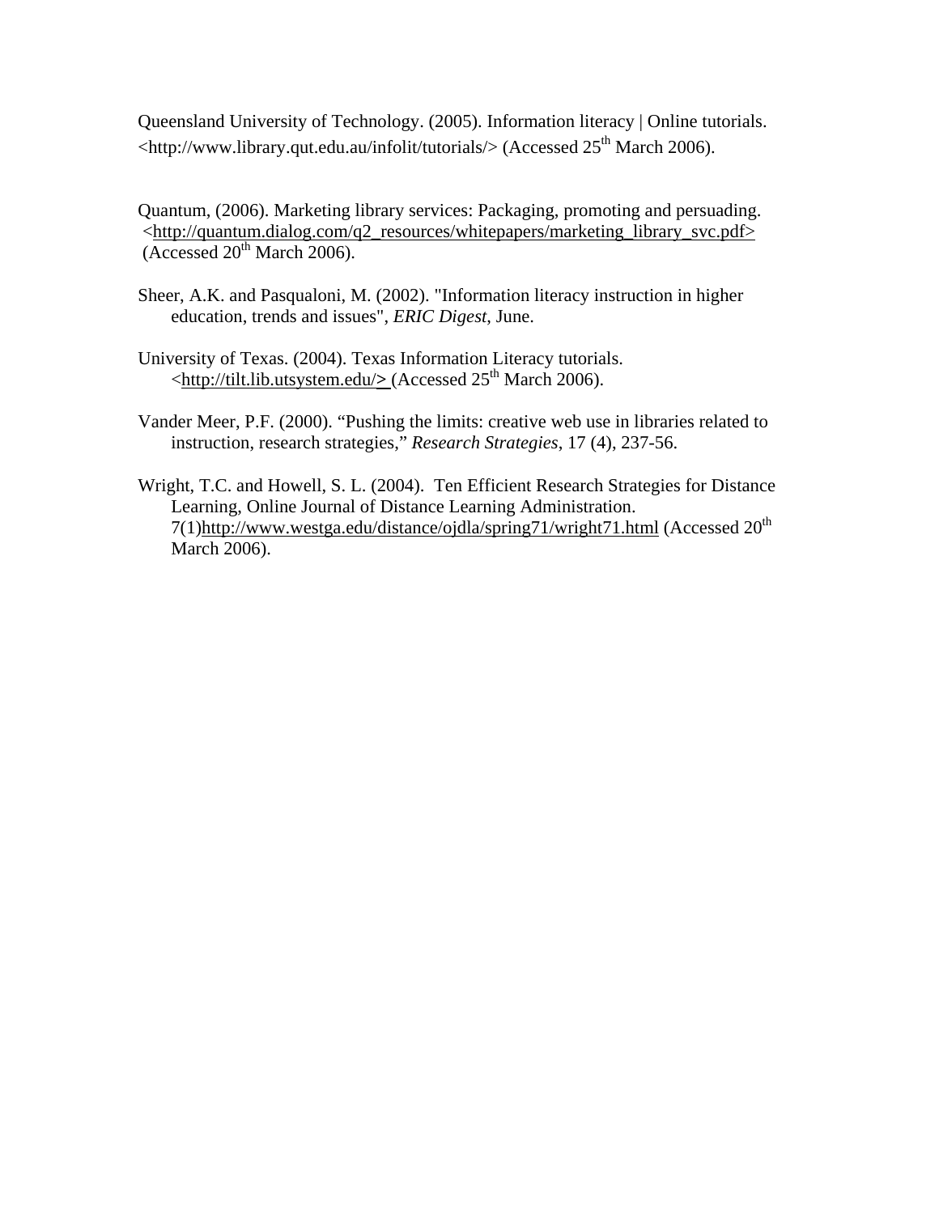Queensland University of Technology. (2005). Information literacy | Online tutorials. <http://www.library.qut.edu.au/infolit/tutorials/> (Accessed 25th March 2006).

Quantum, (2006). Marketing library services: Packaging, promoting and persuading. <http://quantum.dialog.com/q2_resources/whitepapers/marketing_library_svc.pdf> (Accessed 20th March 2006).

Sheer, A.K. and Pasqualoni, M. (2002). "Information literacy instruction in higher education, trends and issues", *ERIC Digest*, June.

University of Texas. (2004). Texas Information Literacy tutorials. <http://tilt.lib.utsystem.edu/> (Accessed 25th March 2006).

Vander Meer, P.F. (2000). "Pushing the limits: creative web use in libraries related to instruction, research strategies," *Research Strategies*, 17 (4), 237-56.

Wright, T.C. and Howell, S. L. (2004). Ten Efficient Research Strategies for Distance Learning, Online Journal of Distance Learning Administration. 7(1)http://www.westga.edu/distance/ojdla/spring71/wright71.html (Accessed 20th March 2006).